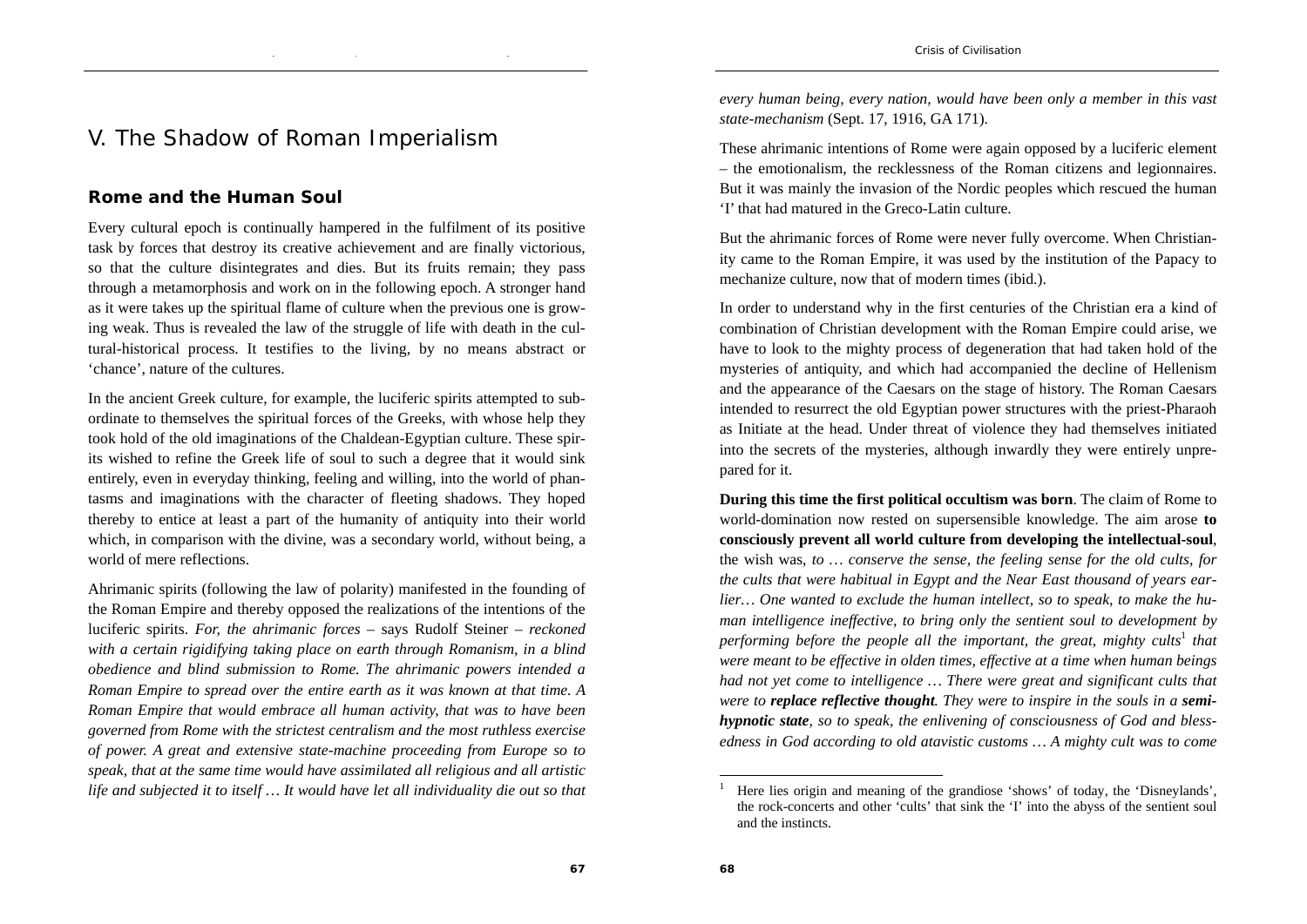# V. The Shadow of Roman Imperialism

## Rome and the Human Soul

Every cultural epoch is continually hampered in the fulfilment of its positive task by forces that destroy its creative achievement and are finally victorious, so that the culture disintegrates and dies. But its fruits remain; they pass through a metamorphosis and work on in the following epoch. A stronger hand as it were takes up the spiritual flame of culture when the previous one is growing weak. Thus is revealed the law of the struggle of life with death in the cultural-historical process. It testifies to the living, by no means abstract or 'chance', nature of the cultures.

In the ancient Greek culture, for example, the luciferic spirits attempted to subordinate to themselves the spiritual forces of the Greeks, with whose help they took hold of the old imaginations of the Chaldean-Egyptian culture. These spirits wished to refine the Greek life of soul to such a degree that it would sink entirely, even in everyday thinking, feeling and willing, into the world of phantasms and imaginations with the character of fleeting shadows. They hoped thereby to entice at least a part of the humanity of antiquity into their world which, in comparison with the divine, was a secondary world, without being, a world of mere reflections.

Ahrimanic spirits (following the law of polarity) manifested in the founding of the Roman Empire and thereby opposed the realizations of the intentions of the luciferic spirits. *For, the ahrimanic forces* – says Rudolf Steiner – *reckoned with a certain rigidifying taking place on earth through Romanism, in a blind obedience and blind submission to Rome. The ahrimanic powers intended a Roman Empire to spread over the entire earth as it was known at that time. A Roman Empire that would embrace all human activity, that was to have been governed from Rome with the strictest centralism and the most ruthless exercise of power. A great and extensive state-machine proceeding from Europe so to speak, that at the same time would have assimilated all religious and all artistic life and subjected it to itself … It would have let all individuality die out so that every human being, every nation, would have been only a member in this vast state-mechanism* (Sept. 17, 1916, GA 171).

These ahrimanic intentions of Rome were again opposed by a luciferic element – the emotionalism, the recklessness of the Roman citizens and legionnaires. But it was mainly the invasion of the Nordic peoples which rescued the human 'I' that had matured in the Greco-Latin culture.

But the ahrimanic forces of Rome were never fully overcome. When Christianity came to the Roman Empire, it was used by the institution of the Papacy to mechanize culture, now that of modern times (ibid.).

In order to understand why in the first centuries of the Christian era a kind of combination of Christian development with the Roman Empire could arise, we have to look to the mighty process of degeneration that had taken hold of the mysteries of antiquity, and which had accompanied the decline of Hellenism and the appearance of the Caesars on the stage of history. The Roman Caesars intended to resurrect the old Egyptian power structures with the priest-Pharaoh as Initiate at the head. Under threat of violence they had themselves initiated into the secrets of the mysteries, although inwardly they were entirely unprepared for it.

**During this time the first political occultism was born**. The claim of Rome to world-domination now rested on supersensible knowledge. The aim arose **to consciously prevent all world culture from developing the intellectual-soul**, the wish was, *to … conserve the sense, the feeling sense for the old cults, for the cults that were habitual in Egypt and the Near East thousand of years earlier… One wanted to exclude the human intellect, so to speak, to make the human intelligence ineffective, to bring only the sentient soul to development by performing before the people all the important, the great, mighty cults*[1] *that were meant to be effective in olden times, effective at a time when human beings had not yet come to intelligence … There were great and significant cults that were to* ***replace reflective thought****. They were to inspire in the souls in a* ***semi-hypnotic state****, so to speak, the enlivening of consciousness of God and blessedness in God according to old atavistic customs … A mighty cult was to come*

[1] Here lies origin and meaning of the grandiose 'shows' of today, the 'Disneylands', the rock-concerts and other 'cults' that sink the 'I' into the abyss of the sentient soul and the instincts.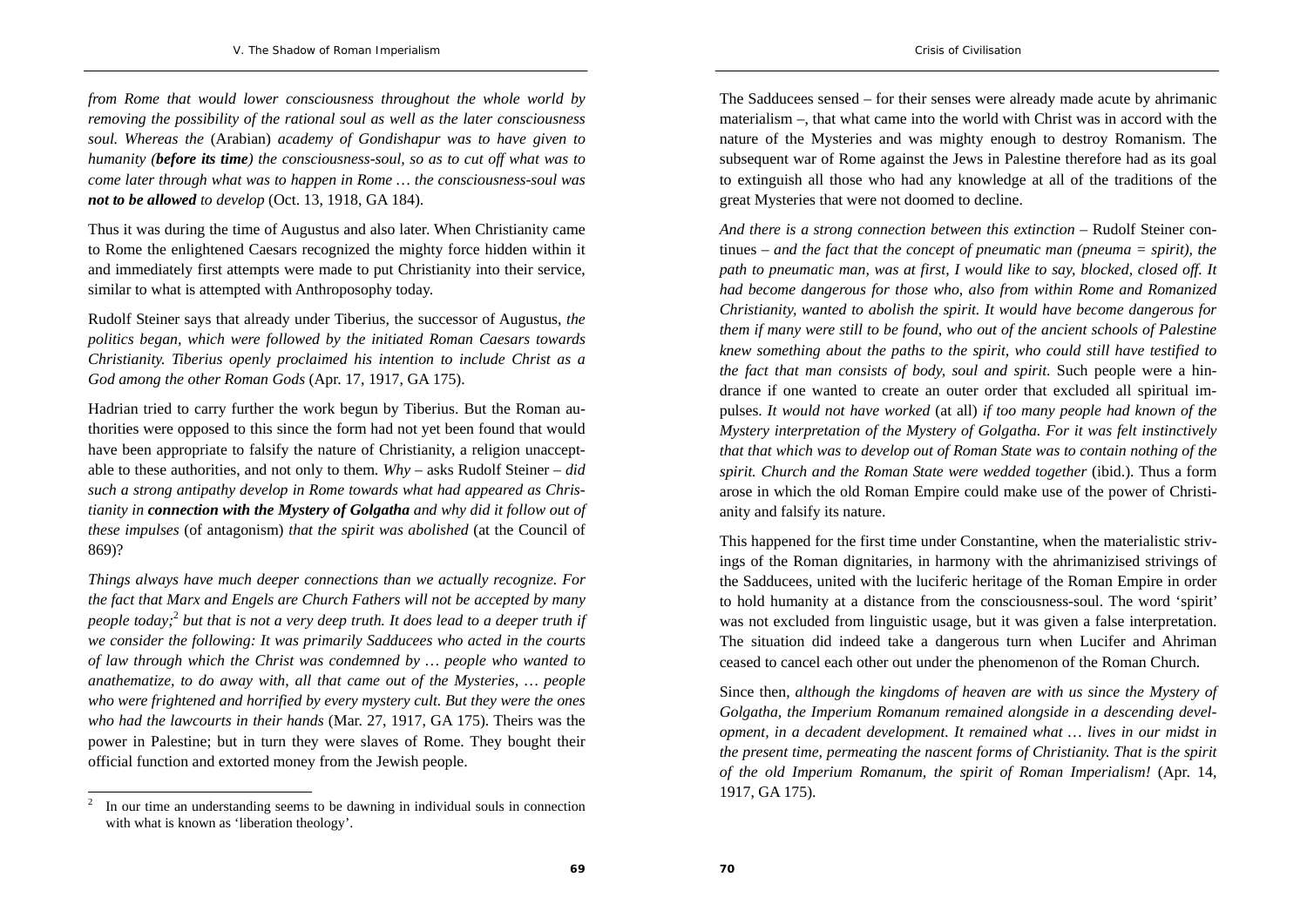*from Rome that would lower consciousness throughout the whole world by removing the possibility of the rational soul as well as the later consciousness soul. Whereas the* (Arabian) *academy of Gondishapur was to have given to humanity (**before its time**) the consciousness-soul, so as to cut off what was to come later through what was to happen in Rome … the consciousness-soul was **not to be allowed** to develop* (Oct. 13, 1918, GA 184).

Thus it was during the time of Augustus and also later. When Christianity came to Rome the enlightened Caesars recognized the mighty force hidden within it and immediately first attempts were made to put Christianity into their service, similar to what is attempted with Anthroposophy today.

Rudolf Steiner says that already under Tiberius, the successor of Augustus, *the politics began, which were followed by the initiated Roman Caesars towards Christianity. Tiberius openly proclaimed his intention to include Christ as a God among the other Roman Gods* (Apr. 17, 1917, GA 175).

Hadrian tried to carry further the work begun by Tiberius. But the Roman authorities were opposed to this since the form had not yet been found that would have been appropriate to falsify the nature of Christianity, a religion unacceptable to these authorities, and not only to them. *Why* – asks Rudolf Steiner – *did such a strong antipathy develop in Rome towards what had appeared as Christianity in **connection with the Mystery of Golgatha** and why did it follow out of these impulses* (of antagonism) *that the spirit was abolished* (at the Council of 869)?

*Things always have much deeper connections than we actually recognize. For the fact that Marx and Engels are Church Fathers will not be accepted by many people today;*[2] *but that is not a very deep truth. It does lead to a deeper truth if we consider the following: It was primarily Sadducees who acted in the courts of law through which the Christ was condemned by … people who wanted to anathematize, to do away with, all that came out of the Mysteries, … people who were frightened and horrified by every mystery cult. But they were the ones who had the lawcourts in their hands* (Mar. 27, 1917, GA 175). Theirs was the power in Palestine; but in turn they were slaves of Rome. They bought their official function and extorted money from the Jewish people.

[2] In our time an understanding seems to be dawning in individual souls in connection with what is known as 'liberation theology'.

The Sadducees sensed – for their senses were already made acute by ahrimanic materialism –, that what came into the world with Christ was in accord with the nature of the Mysteries and was mighty enough to destroy Romanism. The subsequent war of Rome against the Jews in Palestine therefore had as its goal to extinguish all those who had any knowledge at all of the traditions of the great Mysteries that were not doomed to decline.

*And there is a strong connection between this extinction* – Rudolf Steiner continues – *and the fact that the concept of pneumatic man (pneuma = spirit), the path to pneumatic man, was at first, I would like to say, blocked, closed off. It had become dangerous for those who, also from within Rome and Romanized Christianity, wanted to abolish the spirit. It would have become dangerous for them if many were still to be found, who out of the ancient schools of Palestine knew something about the paths to the spirit, who could still have testified to the fact that man consists of body, soul and spirit.* Such people were a hindrance if one wanted to create an outer order that excluded all spiritual impulses. *It would not have worked* (at all) *if too many people had known of the Mystery interpretation of the Mystery of Golgatha. For it was felt instinctively that that which was to develop out of Roman State was to contain nothing of the spirit. Church and the Roman State were wedded together* (ibid.). Thus a form arose in which the old Roman Empire could make use of the power of Christianity and falsify its nature.

This happened for the first time under Constantine, when the materialistic strivings of the Roman dignitaries, in harmony with the ahrimanizised strivings of the Sadducees, united with the luciferic heritage of the Roman Empire in order to hold humanity at a distance from the consciousness-soul. The word 'spirit' was not excluded from linguistic usage, but it was given a false interpretation. The situation did indeed take a dangerous turn when Lucifer and Ahriman ceased to cancel each other out under the phenomenon of the Roman Church.

Since then, *although the kingdoms of heaven are with us since the Mystery of Golgatha, the Imperium Romanum remained alongside in a descending development, in a decadent development. It remained what … lives in our midst in the present time, permeating the nascent forms of Christianity. That is the spirit of the old Imperium Romanum, the spirit of Roman Imperialism!* (Apr. 14, 1917, GA 175).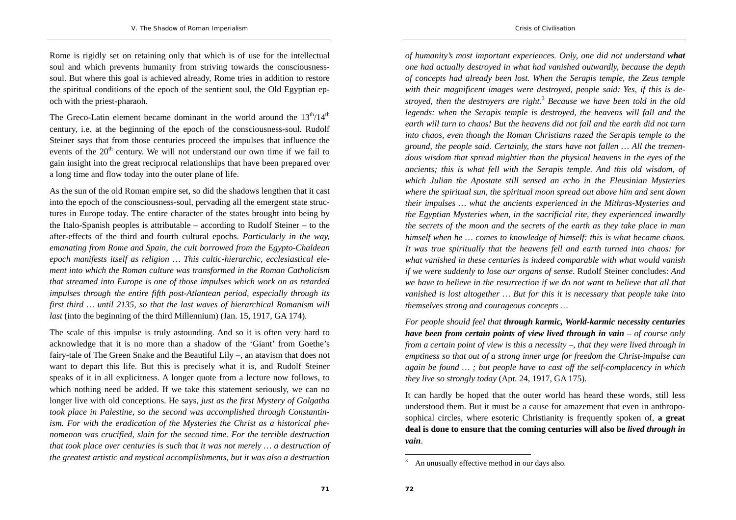Rome is rigidly set on retaining only that which is of use for the intellectual soul and which prevents humanity from striving towards the consciousness-soul. But where this goal is achieved already, Rome tries in addition to restore the spiritual conditions of the epoch of the sentient soul, the Old Egyptian epoch with the priest-pharaoh.

The Greco-Latin element became dominant in the world around the $13^{th}/14^{th}$ century, i.e. at the beginning of the epoch of the consciousness-soul. Rudolf Steiner says that from those centuries proceed the impulses that influence the events of the $20^{th}$ century. We will not understand our own time if we fail to gain insight into the great reciprocal relationships that have been prepared over a long time and flow today into the outer plane of life.

As the sun of the old Roman empire set, so did the shadows lengthen that it cast into the epoch of the consciousness-soul, pervading all the emergent state structures in Europe today. The entire character of the states brought into being by the Italo-Spanish peoples is attributable – according to Rudolf Steiner – to the after-effects of the third and fourth cultural epochs. *Particularly in the way, emanating from Rome and Spain, the cult borrowed from the Egypto-Chaldean epoch manifests itself as religion … This cultic-hierarchic, ecclesiastical element into which the Roman culture was transformed in the Roman Catholicism that streamed into Europe is one of those impulses which work on as retarded impulses through the entire fifth post-Atlantean period, especially through its first third … until 2135, so that the last waves of hierarchical Romanism will last* (into the beginning of the third Millennium) (Jan. 15, 1917, GA 174).

The scale of this impulse is truly astounding. And so it is often very hard to acknowledge that it is no more than a shadow of the 'Giant' from Goethe's fairy-tale of The Green Snake and the Beautiful Lily –, an atavism that does not want to depart this life. But this is precisely what it is, and Rudolf Steiner speaks of it in all explicitness. A longer quote from a lecture now follows, to which nothing need be added. If we take this statement seriously, we can no longer live with old conceptions. He says, *just as the first Mystery of Golgatha took place in Palestine, so the second was accomplished through Constantinism. For with the eradication of the Mysteries the Christ as a historical phenomenon was crucified, slain for the second time. For the terrible destruction that took place over centuries is such that it was not merely … a destruction of the greatest artistic and mystical accomplishments, but it was also a destruction of humanity's most important experiences. Only, one did not understand* ***what*** *one had actually destroyed in what had vanished outwardly, because the depth of concepts had already been lost. When the Serapis temple, the Zeus temple with their magnificent images were destroyed, people said: Yes, if this is destroyed, then the destroyers are right.*[3] *Because we have been told in the old legends: when the Serapis temple is destroyed, the heavens will fall and the earth will turn to chaos! But the heavens did not fall and the earth did not turn into chaos, even though the Roman Christians razed the Serapis temple to the ground, the people said. Certainly, the stars have not fallen … All the tremendous wisdom that spread mightier than the physical heavens in the eyes of the ancients; this is what fell with the Serapis temple. And this old wisdom, of which Julian the Apostate still sensed an echo in the Eleusinian Mysteries where the spiritual sun, the spiritual moon spread out above him and sent down their impulses … what the ancients experienced in the Mithras-Mysteries and the Egyptian Mysteries when, in the sacrificial rite, they experienced inwardly the secrets of the moon and the secrets of the earth as they take place in man himself when he … comes to knowledge of himself: this is what became chaos. It was true spiritually that the heavens fell and earth turned into chaos: for what vanished in these centuries is indeed comparable with what would vanish if we were suddenly to lose our organs of sense.* Rudolf Steiner concludes: *And we have to believe in the resurrection if we do not want to believe that all that vanished is lost altogether … But for this it is necessary that people take into themselves strong and courageous concepts …*

*For people should feel that* ***through karmic, World-karmic necessity centuries have been from certain points of view lived through in vain*** *– of course only from a certain point of view is this a necessity –, that they were lived through in emptiness so that out of a strong inner urge for freedom the Christ-impulse can again be found … ; but people have to cast off the self-complacency in which they live so strongly today* (Apr. 24, 1917, GA 175).

It can hardly be hoped that the outer world has heard these words, still less understood them. But it must be a cause for amazement that even in anthroposophical circles, where esoteric Christianity is frequently spoken of, **a great deal is done to ensure that the coming centuries will also be *lived through in vain***.

---

[3] An unusually effective method in our days also.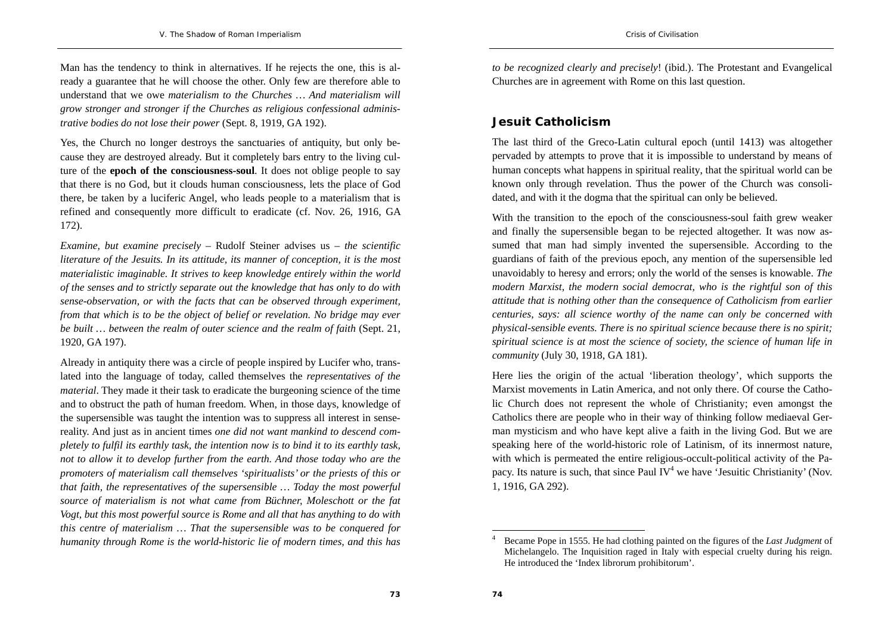Man has the tendency to think in alternatives. If he rejects the one, this is already a guarantee that he will choose the other. Only few are therefore able to understand that we owe *materialism to the Churches … And materialism will grow stronger and stronger if the Churches as religious confessional administrative bodies do not lose their power* (Sept. 8, 1919, GA 192).

Yes, the Church no longer destroys the sanctuaries of antiquity, but only because they are destroyed already. But it completely bars entry to the living culture of the **epoch of the consciousness-soul**. It does not oblige people to say that there is no God, but it clouds human consciousness, lets the place of God there, be taken by a luciferic Angel, who leads people to a materialism that is refined and consequently more difficult to eradicate (cf. Nov. 26, 1916, GA 172).

*Examine, but examine precisely* – Rudolf Steiner advises us – *the scientific literature of the Jesuits. In its attitude, its manner of conception, it is the most materialistic imaginable. It strives to keep knowledge entirely within the world of the senses and to strictly separate out the knowledge that has only to do with sense-observation, or with the facts that can be observed through experiment, from that which is to be the object of belief or revelation. No bridge may ever be built … between the realm of outer science and the realm of faith* (Sept. 21, 1920, GA 197).

Already in antiquity there was a circle of people inspired by Lucifer who, translated into the language of today, called themselves the *representatives of the material*. They made it their task to eradicate the burgeoning science of the time and to obstruct the path of human freedom. When, in those days, knowledge of the supersensible was taught the intention was to suppress all interest in sense-reality. And just as in ancient times *one did not want mankind to descend completely to fulfil its earthly task, the intention now is to bind it to its earthly task, not to allow it to develop further from the earth. And those today who are the promoters of materialism call themselves 'spiritualists' or the priests of this or that faith, the representatives of the supersensible … Today the most powerful source of materialism is not what came from Büchner, Moleschott or the fat Vogt, but this most powerful source is Rome and all that has anything to do with this centre of materialism … That the supersensible was to be conquered for humanity through Rome is the world-historic lie of modern times, and this has to be recognized clearly and precisely*! (ibid.). The Protestant and Evangelical Churches are in agreement with Rome on this last question.

## Jesuit Catholicism

The last third of the Greco-Latin cultural epoch (until 1413) was altogether pervaded by attempts to prove that it is impossible to understand by means of human concepts what happens in spiritual reality, that the spiritual world can be known only through revelation. Thus the power of the Church was consolidated, and with it the dogma that the spiritual can only be believed.

With the transition to the epoch of the consciousness-soul faith grew weaker and finally the supersensible began to be rejected altogether. It was now assumed that man had simply invented the supersensible. According to the guardians of faith of the previous epoch, any mention of the supersensible led unavoidably to heresy and errors; only the world of the senses is knowable. *The modern Marxist, the modern social democrat, who is the rightful son of this attitude that is nothing other than the consequence of Catholicism from earlier centuries, says: all science worthy of the name can only be concerned with physical-sensible events. There is no spiritual science because there is no spirit; spiritual science is at most the science of society, the science of human life in community* (July 30, 1918, GA 181).

Here lies the origin of the actual 'liberation theology', which supports the Marxist movements in Latin America, and not only there. Of course the Catholic Church does not represent the whole of Christianity; even amongst the Catholics there are people who in their way of thinking follow mediaeval German mysticism and who have kept alive a faith in the living God. But we are speaking here of the world-historic role of Latinism, of its innermost nature, with which is permeated the entire religious-occult-political activity of the Papacy. Its nature is such, that since Paul IV[4] we have 'Jesuitic Christianity' (Nov. 1, 1916, GA 292).

[4] Became Pope in 1555. He had clothing painted on the figures of the *Last Judgment* of Michelangelo. The Inquisition raged in Italy with especial cruelty during his reign. He introduced the 'Index librorum prohibitorum'.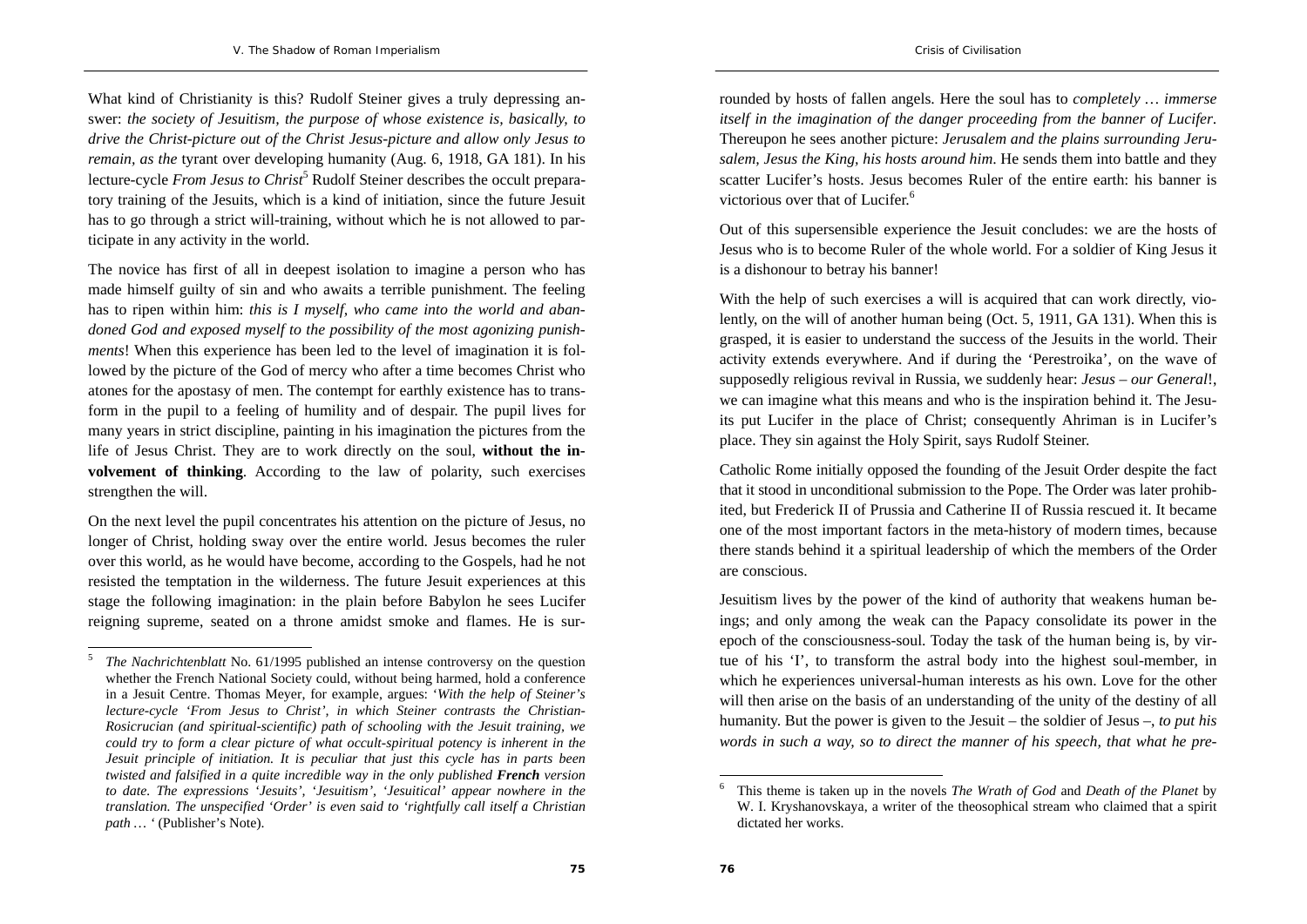What kind of Christianity is this? Rudolf Steiner gives a truly depressing answer: *the society of Jesuitism, the purpose of whose existence is, basically, to drive the Christ-picture out of the Christ Jesus-picture and allow only Jesus to remain, as the* tyrant over developing humanity (Aug. 6, 1918, GA 181). In his lecture-cycle *From Jesus to Christ*[5] Rudolf Steiner describes the occult preparatory training of the Jesuits, which is a kind of initiation, since the future Jesuit has to go through a strict will-training, without which he is not allowed to participate in any activity in the world.

The novice has first of all in deepest isolation to imagine a person who has made himself guilty of sin and who awaits a terrible punishment. The feeling has to ripen within him: *this is I myself, who came into the world and abandoned God and exposed myself to the possibility of the most agonizing punishments*! When this experience has been led to the level of imagination it is followed by the picture of the God of mercy who after a time becomes Christ who atones for the apostasy of men. The contempt for earthly existence has to transform in the pupil to a feeling of humility and of despair. The pupil lives for many years in strict discipline, painting in his imagination the pictures from the life of Jesus Christ. They are to work directly on the soul, **without the involvement of thinking**. According to the law of polarity, such exercises strengthen the will.

On the next level the pupil concentrates his attention on the picture of Jesus, no longer of Christ, holding sway over the entire world. Jesus becomes the ruler over this world, as he would have become, according to the Gospels, had he not resisted the temptation in the wilderness. The future Jesuit experiences at this stage the following imagination: in the plain before Babylon he sees Lucifer reigning supreme, seated on a throne amidst smoke and flames. He is surrounded by hosts of fallen angels. Here the soul has to *completely … immerse itself in the imagination of the danger proceeding from the banner of Lucifer*. Thereupon he sees another picture: *Jerusalem and the plains surrounding Jerusalem, Jesus the King, his hosts around him*. He sends them into battle and they scatter Lucifer's hosts. Jesus becomes Ruler of the entire earth: his banner is victorious over that of Lucifer.[6]

Out of this supersensible experience the Jesuit concludes: we are the hosts of Jesus who is to become Ruler of the whole world. For a soldier of King Jesus it is a dishonour to betray his banner!

With the help of such exercises a will is acquired that can work directly, violently, on the will of another human being (Oct. 5, 1911, GA 131). When this is grasped, it is easier to understand the success of the Jesuits in the world. Their activity extends everywhere. And if during the 'Perestroika', on the wave of supposedly religious revival in Russia, we suddenly hear: *Jesus – our General*!, we can imagine what this means and who is the inspiration behind it. The Jesuits put Lucifer in the place of Christ; consequently Ahriman is in Lucifer's place. They sin against the Holy Spirit, says Rudolf Steiner.

Catholic Rome initially opposed the founding of the Jesuit Order despite the fact that it stood in unconditional submission to the Pope. The Order was later prohibited, but Frederick II of Prussia and Catherine II of Russia rescued it. It became one of the most important factors in the meta-history of modern times, because there stands behind it a spiritual leadership of which the members of the Order are conscious.

Jesuitism lives by the power of the kind of authority that weakens human beings; and only among the weak can the Papacy consolidate its power in the epoch of the consciousness-soul. Today the task of the human being is, by virtue of his 'I', to transform the astral body into the highest soul-member, in which he experiences universal-human interests as his own. Love for the other will then arise on the basis of an understanding of the unity of the destiny of all humanity. But the power is given to the Jesuit – the soldier of Jesus –, *to put his words in such a way, so to direct the manner of his speech, that what he pre-*

---

[5] *The Nachrichtenblatt No. 61/1995 published an intense controversy on the question whether the French National Society could, without being harmed, hold a conference in a Jesuit Centre. Thomas Meyer, for example, argues: 'With the help of Steiner's lecture-cycle 'From Jesus to Christ', in which Steiner contrasts the Christian-Rosicrucian (and spiritual-scientific) path of schooling with the Jesuit training, we could try to form a clear picture of what occult-spiritual potency is inherent in the Jesuit principle of initiation. It is peculiar that just this cycle has in parts been twisted and falsified in a quite incredible way in the only published* ***French*** *version to date. The expressions 'Jesuits', 'Jesuitism', 'Jesuitical' appear nowhere in the translation. The unspecified 'Order' is even said to 'rightfully call itself a Christian path … '* (Publisher's Note).

[6] This theme is taken up in the novels *The Wrath of God* and *Death of the Planet* by W. I. Kryshanovskaya, a writer of the theosophical stream who claimed that a spirit dictated her works.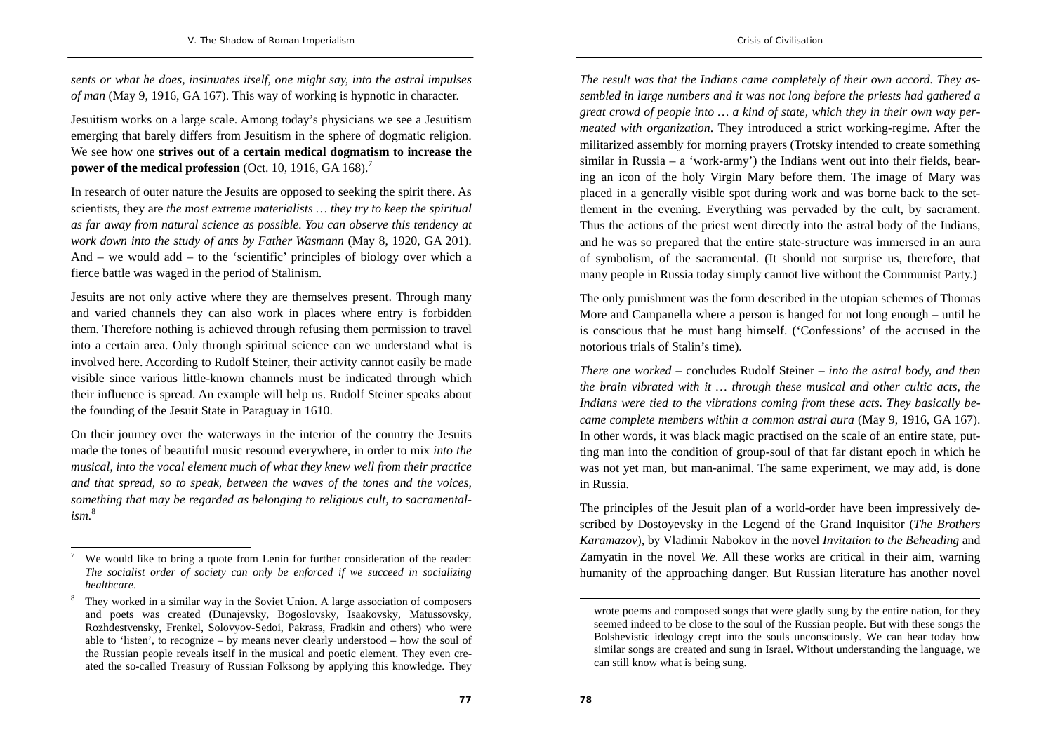*sents or what he does, insinuates itself, one might say, into the astral impulses of man* (May 9, 1916, GA 167). This way of working is hypnotic in character.

Jesuitism works on a large scale. Among today's physicians we see a Jesuitism emerging that barely differs from Jesuitism in the sphere of dogmatic religion. We see how one **strives out of a certain medical dogmatism to increase the power of the medical profession** (Oct. 10, 1916, GA 168).[7]

In research of outer nature the Jesuits are opposed to seeking the spirit there. As scientists, they are *the most extreme materialists … they try to keep the spiritual as far away from natural science as possible. You can observe this tendency at work down into the study of ants by Father Wasmann* (May 8, 1920, GA 201). And – we would add – to the 'scientific' principles of biology over which a fierce battle was waged in the period of Stalinism.

Jesuits are not only active where they are themselves present. Through many and varied channels they can also work in places where entry is forbidden them. Therefore nothing is achieved through refusing them permission to travel into a certain area. Only through spiritual science can we understand what is involved here. According to Rudolf Steiner, their activity cannot easily be made visible since various little-known channels must be indicated through which their influence is spread. An example will help us. Rudolf Steiner speaks about the founding of the Jesuit State in Paraguay in 1610.

On their journey over the waterways in the interior of the country the Jesuits made the tones of beautiful music resound everywhere, in order to mix *into the musical, into the vocal element much of what they knew well from their practice and that spread, so to speak, between the waves of the tones and the voices, something that may be regarded as belonging to religious cult, to sacramentalism*.[8]

*The result was that the Indians came completely of their own accord. They assembled in large numbers and it was not long before the priests had gathered a great crowd of people into … a kind of state, which they in their own way permeated with organization*. They introduced a strict working-regime. After the militarized assembly for morning prayers (Trotsky intended to create something similar in Russia – a 'work-army') the Indians went out into their fields, bearing an icon of the holy Virgin Mary before them. The image of Mary was placed in a generally visible spot during work and was borne back to the settlement in the evening. Everything was pervaded by the cult, by sacrament. Thus the actions of the priest went directly into the astral body of the Indians, and he was so prepared that the entire state-structure was immersed in an aura of symbolism, of the sacramental. (It should not surprise us, therefore, that many people in Russia today simply cannot live without the Communist Party.)

The only punishment was the form described in the utopian schemes of Thomas More and Campanella where a person is hanged for not long enough – until he is conscious that he must hang himself. ('Confessions' of the accused in the notorious trials of Stalin's time).

*There one worked* – concludes Rudolf Steiner – *into the astral body, and then the brain vibrated with it … through these musical and other cultic acts, the Indians were tied to the vibrations coming from these acts. They basically became complete members within a common astral aura* (May 9, 1916, GA 167). In other words, it was black magic practised on the scale of an entire state, putting man into the condition of group-soul of that far distant epoch in which he was not yet man, but man-animal. The same experiment, we may add, is done in Russia.

The principles of the Jesuit plan of a world-order have been impressively described by Dostoyevsky in the Legend of the Grand Inquisitor (*The Brothers Karamazov*), by Vladimir Nabokov in the novel *Invitation to the Beheading* and Zamyatin in the novel *We*. All these works are critical in their aim, warning humanity of the approaching danger. But Russian literature has another novel

---

[7] We would like to bring a quote from Lenin for further consideration of the reader: *The socialist order of society can only be enforced if we succeed in socializing healthcare*.

[8] They worked in a similar way in the Soviet Union. A large association of composers and poets was created (Dunajevsky, Bogoslovsky, Isaakovsky, Matussovsky, Rozhdestvensky, Frenkel, Solovyov-Sedoi, Pakrass, Fradkin and others) who were able to 'listen', to recognize – by means never clearly understood – how the soul of the Russian people reveals itself in the musical and poetic element. They even created the so-called Treasury of Russian Folksong by applying this knowledge. They wrote poems and composed songs that were gladly sung by the entire nation, for they seemed indeed to be close to the soul of the Russian people. But with these songs the Bolshevistic ideology crept into the souls unconsciously. We can hear today how similar songs are created and sung in Israel. Without understanding the language, we can still know what is being sung.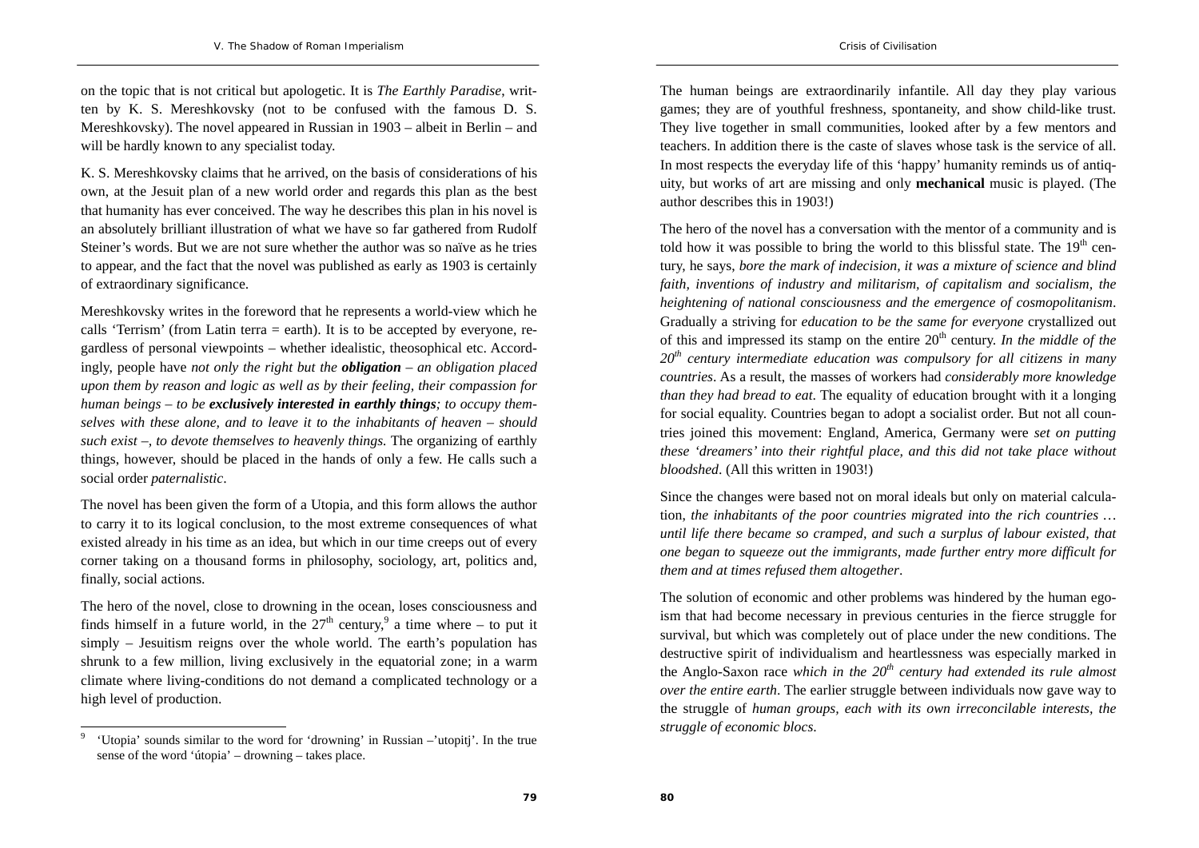on the topic that is not critical but apologetic. It is *The Earthly Paradise*, written by K. S. Mereshkovsky (not to be confused with the famous D. S. Mereshkovsky). The novel appeared in Russian in 1903 – albeit in Berlin – and will be hardly known to any specialist today.

K. S. Mereshkovsky claims that he arrived, on the basis of considerations of his own, at the Jesuit plan of a new world order and regards this plan as the best that humanity has ever conceived. The way he describes this plan in his novel is an absolutely brilliant illustration of what we have so far gathered from Rudolf Steiner's words. But we are not sure whether the author was so naïve as he tries to appear, and the fact that the novel was published as early as 1903 is certainly of extraordinary significance.

Mereshkovsky writes in the foreword that he represents a world-view which he calls 'Terrism' (from Latin terra = earth). It is to be accepted by everyone, regardless of personal viewpoints – whether idealistic, theosophical etc. Accordingly, people have *not only the right but the **obligation** – an obligation placed upon them by reason and logic as well as by their feeling, their compassion for human beings – to be **exclusively interested in earthly things**; to occupy themselves with these alone, and to leave it to the inhabitants of heaven – should such exist –, to devote themselves to heavenly things.* The organizing of earthly things, however, should be placed in the hands of only a few. He calls such a social order *paternalistic*.

The novel has been given the form of a Utopia, and this form allows the author to carry it to its logical conclusion, to the most extreme consequences of what existed already in his time as an idea, but which in our time creeps out of every corner taking on a thousand forms in philosophy, sociology, art, politics and, finally, social actions.

The hero of the novel, close to drowning in the ocean, loses consciousness and finds himself in a future world, in the 27th century,[9] a time where – to put it simply – Jesuitism reigns over the whole world. The earth's population has shrunk to a few million, living exclusively in the equatorial zone; in a warm climate where living-conditions do not demand a complicated technology or a high level of production.

[9] 'Utopia' sounds similar to the word for 'drowning' in Russian –'utopitj'. In the true sense of the word 'útopia' – drowning – takes place.

The human beings are extraordinarily infantile. All day they play various games; they are of youthful freshness, spontaneity, and show child-like trust. They live together in small communities, looked after by a few mentors and teachers. In addition there is the caste of slaves whose task is the service of all. In most respects the everyday life of this 'happy' humanity reminds us of antiquity, but works of art are missing and only **mechanical** music is played. (The author describes this in 1903!)

The hero of the novel has a conversation with the mentor of a community and is told how it was possible to bring the world to this blissful state. The 19th century, he says, *bore the mark of indecision, it was a mixture of science and blind faith, inventions of industry and militarism, of capitalism and socialism, the heightening of national consciousness and the emergence of cosmopolitanism*. Gradually a striving for *education to be the same for everyone* crystallized out of this and impressed its stamp on the entire 20th century. *In the middle of the 20th century intermediate education was compulsory for all citizens in many countries*. As a result, the masses of workers had *considerably more knowledge than they had bread to eat*. The equality of education brought with it a longing for social equality. Countries began to adopt a socialist order. But not all countries joined this movement: England, America, Germany were *set on putting these 'dreamers' into their rightful place, and this did not take place without bloodshed*. (All this written in 1903!)

Since the changes were based not on moral ideals but only on material calculation, *the inhabitants of the poor countries migrated into the rich countries … until life there became so cramped, and such a surplus of labour existed, that one began to squeeze out the immigrants, made further entry more difficult for them and at times refused them altogether*.

The solution of economic and other problems was hindered by the human egoism that had become necessary in previous centuries in the fierce struggle for survival, but which was completely out of place under the new conditions. The destructive spirit of individualism and heartlessness was especially marked in the Anglo-Saxon race *which in the 20th century had extended its rule almost over the entire earth*. The earlier struggle between individuals now gave way to the struggle of *human groups, each with its own irreconcilable interests, the struggle of economic blocs*.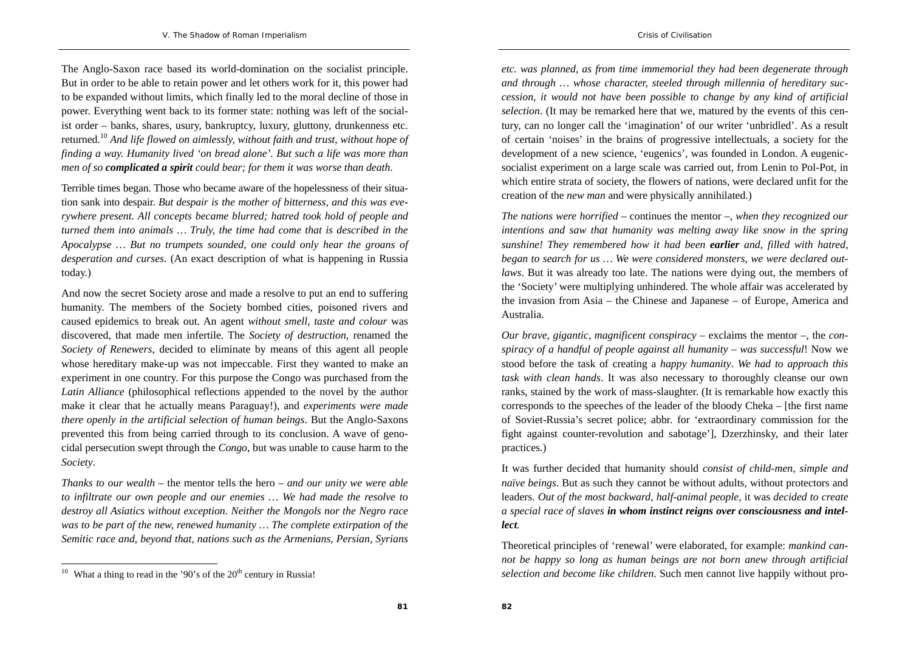The Anglo-Saxon race based its world-domination on the socialist principle. But in order to be able to retain power and let others work for it, this power had to be expanded without limits, which finally led to the moral decline of those in power. Everything went back to its former state: nothing was left of the socialist order – banks, shares, usury, bankruptcy, luxury, gluttony, drunkenness etc. returned.[10] *And life flowed on aimlessly, without faith and trust, without hope of finding a way. Humanity lived 'on bread alone'. But such a life was more than men of so* ***complicated a spirit*** *could bear; for them it was worse than death.*

Terrible times began. Those who became aware of the hopelessness of their situation sank into despair. *But despair is the mother of bitterness, and this was everywhere present. All concepts became blurred; hatred took hold of people and turned them into animals … Truly, the time had come that is described in the Apocalypse … But no trumpets sounded, one could only hear the groans of desperation and curses*. (An exact description of what is happening in Russia today.)

And now the secret Society arose and made a resolve to put an end to suffering humanity. The members of the Society bombed cities, poisoned rivers and caused epidemics to break out. An agent *without smell, taste and colour* was discovered, that made men infertile. The *Society of destruction*, renamed the *Society of Renewers*, decided to eliminate by means of this agent all people whose hereditary make-up was not impeccable. First they wanted to make an experiment in one country. For this purpose the Congo was purchased from the *Latin Alliance* (philosophical reflections appended to the novel by the author make it clear that he actually means Paraguay!), and *experiments were made there openly in the artificial selection of human beings*. But the Anglo-Saxons prevented this from being carried through to its conclusion. A wave of genocidal persecution swept through the *Congo*, but was unable to cause harm to the *Society*.

*Thanks to our wealth* – the mentor tells the hero – *and our unity we were able to infiltrate our own people and our enemies … We had made the resolve to destroy all Asiatics without exception. Neither the Mongols nor the Negro race was to be part of the new, renewed humanity … The complete extirpation of the Semitic race and, beyond that, nations such as the Armenians, Persian, Syrians etc. was planned, as from time immemorial they had been degenerate through and through … whose character, steeled through millennia of hereditary succession, it would not have been possible to change by any kind of artificial selection*. (It may be remarked here that we, matured by the events of this century, can no longer call the 'imagination' of our writer 'unbridled'. As a result of certain 'noises' in the brains of progressive intellectuals, a society for the development of a new science, 'eugenics', was founded in London. A eugenic-socialist experiment on a large scale was carried out, from Lenin to Pol-Pot, in which entire strata of society, the flowers of nations, were declared unfit for the creation of the *new man* and were physically annihilated.)

*The nations were horrified* – continues the mentor –, *when they recognized our intentions and saw that humanity was melting away like snow in the spring sunshine! They remembered how it had been* ***earlier*** *and, filled with hatred, began to search for us … We were considered monsters, we were declared outlaws*. But it was already too late. The nations were dying out, the members of the 'Society' were multiplying unhindered. The whole affair was accelerated by the invasion from Asia – the Chinese and Japanese – of Europe, America and Australia.

*Our brave, gigantic, magnificent conspiracy* – exclaims the mentor –, the *conspiracy of a handful of people against all humanity – was successful*! Now we stood before the task of creating a *happy humanity*. *We had to approach this task with clean hands*. It was also necessary to thoroughly cleanse our own ranks, stained by the work of mass-slaughter. (It is remarkable how exactly this corresponds to the speeches of the leader of the bloody Cheka – [the first name of Soviet-Russia's secret police; abbr. for 'extraordinary commission for the fight against counter-revolution and sabotage'], Dzerzhinsky, and their later practices.)

It was further decided that humanity should *consist of child-men, simple and naïve beings*. But as such they cannot be without adults, without protectors and leaders. *Out of the most backward, half-animal people,* it was *decided to create a special race of slaves* ***in whom instinct reigns over consciousness and intellect****.*

Theoretical principles of 'renewal' were elaborated, for example: *mankind cannot be happy so long as human beings are not born anew through artificial selection and become like children*. Such men cannot live happily without pro-

[10] What a thing to read in the '90's of the $20^{th}$ century in Russia!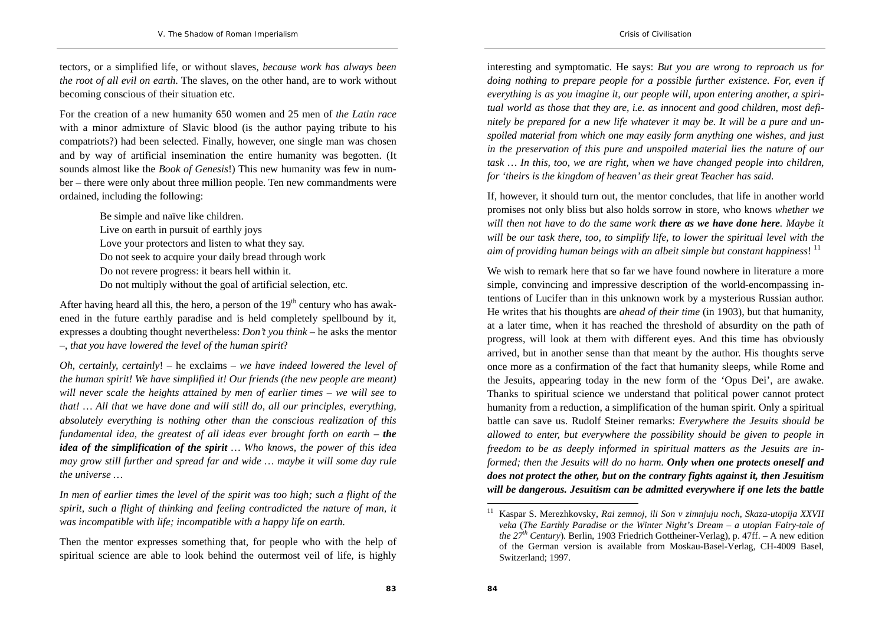tectors, or a simplified life, or without slaves, *because work has always been the root of all evil on earth*. The slaves, on the other hand, are to work without becoming conscious of their situation etc.

For the creation of a new humanity 650 women and 25 men of *the Latin race* with a minor admixture of Slavic blood (is the author paying tribute to his compatriots?) had been selected. Finally, however, one single man was chosen and by way of artificial insemination the entire humanity was begotten. (It sounds almost like the *Book of Genesis*!) This new humanity was few in number – there were only about three million people. Ten new commandments were ordained, including the following:

> Be simple and naïve like children.
> Live on earth in pursuit of earthly joys
> Love your protectors and listen to what they say.
> Do not seek to acquire your daily bread through work
> Do not revere progress: it bears hell within it.
> Do not multiply without the goal of artificial selection, etc.

After having heard all this, the hero, a person of the 19th century who has awakened in the future earthly paradise and is held completely spellbound by it, expresses a doubting thought nevertheless: *Don't you think* – he asks the mentor –, *that you have lowered the level of the human spirit*?

*Oh, certainly, certainly*! – he exclaims – *we have indeed lowered the level of the human spirit! We have simplified it! Our friends (the new people are meant) will never scale the heights attained by men of earlier times – we will see to that! … All that we have done and will still do, all our principles, everything, absolutely everything is nothing other than the conscious realization of this fundamental idea, the greatest of all ideas ever brought forth on earth –* ***the idea of the simplification of the spirit*** *… Who knows, the power of this idea may grow still further and spread far and wide … maybe it will some day rule the universe …*

*In men of earlier times the level of the spirit was too high; such a flight of the spirit, such a flight of thinking and feeling contradicted the nature of man, it was incompatible with life; incompatible with a happy life on earth.*

Then the mentor expresses something that, for people who with the help of spiritual science are able to look behind the outermost veil of life, is highly interesting and symptomatic. He says: *But you are wrong to reproach us for doing nothing to prepare people for a possible further existence. For, even if everything is as you imagine it, our people will, upon entering another, a spiritual world as those that they are, i.e. as innocent and good children, most definitely be prepared for a new life whatever it may be. It will be a pure and unspoiled material from which one may easily form anything one wishes, and just in the preservation of this pure and unspoiled material lies the nature of our task … In this, too, we are right, when we have changed people into children, for 'theirs is the kingdom of heaven' as their great Teacher has said.*

If, however, it should turn out, the mentor concludes, that life in another world promises not only bliss but also holds sorrow in store, who knows *whether we will then not have to do the same work* ***there as we have done here****. Maybe it will be our task there, too, to simplify life, to lower the spiritual level with the aim of providing human beings with an albeit simple but constant happiness*! [11]

We wish to remark here that so far we have found nowhere in literature a more simple, convincing and impressive description of the world-encompassing intentions of Lucifer than in this unknown work by a mysterious Russian author. He writes that his thoughts are *ahead of their time* (in 1903), but that humanity, at a later time, when it has reached the threshold of absurdity on the path of progress, will look at them with different eyes. And this time has obviously arrived, but in another sense than that meant by the author. His thoughts serve once more as a confirmation of the fact that humanity sleeps, while Rome and the Jesuits, appearing today in the new form of the 'Opus Dei', are awake. Thanks to spiritual science we understand that political power cannot protect humanity from a reduction, a simplification of the human spirit. Only a spiritual battle can save us. Rudolf Steiner remarks: *Everywhere the Jesuits should be allowed to enter, but everywhere the possibility should be given to people in freedom to be as deeply informed in spiritual matters as the Jesuits are informed; then the Jesuits will do no harm.* ***Only when one protects oneself and does not protect the other, but on the contrary fights against it, then Jesuitism will be dangerous. Jesuitism can be admitted everywhere if one lets the battle***

---

[11] Kaspar S. Merezhkovsky, *Rai zemnoj, ili Son v zimnjuju noch, Skaza-utopija XXVII veka* (*The Earthly Paradise or the Winter Night's Dream – a utopian Fairy-tale of the 27th Century*). Berlin, 1903 Friedrich Gottheiner-Verlag), p. 47ff. – A new edition of the German version is available from Moskau-Basel-Verlag, CH-4009 Basel, Switzerland; 1997.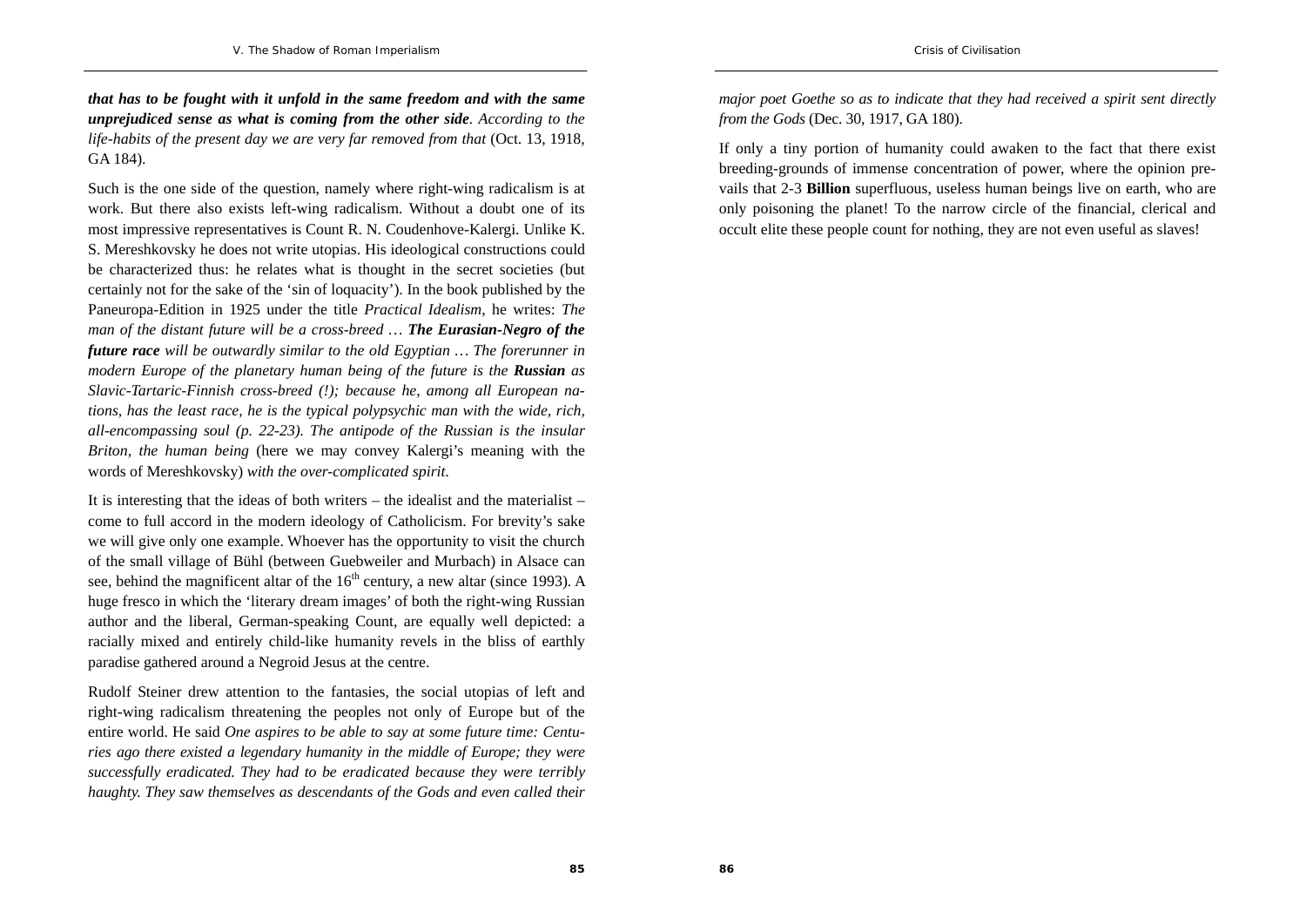***that has to be fought with it unfold in the same freedom and with the same unprejudiced sense as what is coming from the other side****. According to the life-habits of the present day we are very far removed from that* (Oct. 13, 1918, GA 184).

Such is the one side of the question, namely where right-wing radicalism is at work. But there also exists left-wing radicalism. Without a doubt one of its most impressive representatives is Count R. N. Coudenhove-Kalergi. Unlike K. S. Mereshkovsky he does not write utopias. His ideological constructions could be characterized thus: he relates what is thought in the secret societies (but certainly not for the sake of the 'sin of loquacity'). In the book published by the Paneuropa-Edition in 1925 under the title *Practical Idealism*, he writes: *The man of the distant future will be a cross-breed … **The Eurasian-Negro of the future race** will be outwardly similar to the old Egyptian … The forerunner in modern Europe of the planetary human being of the future is the **Russian** as Slavic-Tartaric-Finnish cross-breed (!); because he, among all European nations, has the least race, he is the typical polypsychic man with the wide, rich, all-encompassing soul (p. 22-23). The antipode of the Russian is the insular Briton, the human being* (here we may convey Kalergi's meaning with the words of Mereshkovsky) *with the over-complicated spirit.*

It is interesting that the ideas of both writers – the idealist and the materialist – come to full accord in the modern ideology of Catholicism. For brevity's sake we will give only one example. Whoever has the opportunity to visit the church of the small village of Bühl (between Guebweiler and Murbach) in Alsace can see, behind the magnificent altar of the 16th century, a new altar (since 1993). A huge fresco in which the 'literary dream images' of both the right-wing Russian author and the liberal, German-speaking Count, are equally well depicted: a racially mixed and entirely child-like humanity revels in the bliss of earthly paradise gathered around a Negroid Jesus at the centre.

Rudolf Steiner drew attention to the fantasies, the social utopias of left and right-wing radicalism threatening the peoples not only of Europe but of the entire world. He said *One aspires to be able to say at some future time: Centuries ago there existed a legendary humanity in the middle of Europe; they were successfully eradicated. They had to be eradicated because they were terribly haughty. They saw themselves as descendants of the Gods and even called their major poet Goethe so as to indicate that they had received a spirit sent directly from the Gods* (Dec. 30, 1917, GA 180).

If only a tiny portion of humanity could awaken to the fact that there exist breeding-grounds of immense concentration of power, where the opinion prevails that 2-3 **Billion** superfluous, useless human beings live on earth, who are only poisoning the planet! To the narrow circle of the financial, clerical and occult elite these people count for nothing, they are not even useful as slaves!